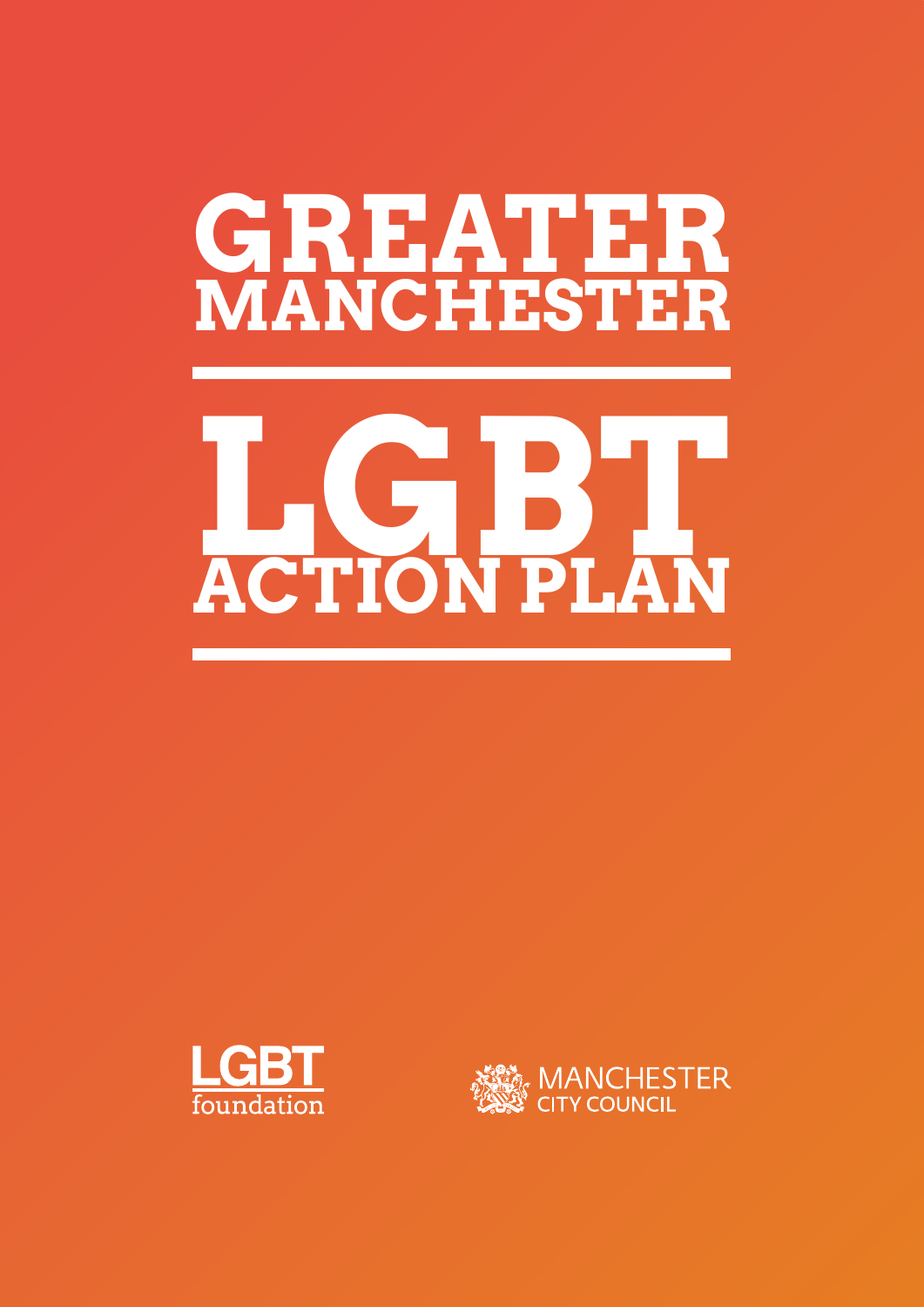# GREATER MANCHESTER

# LGBT ACTION PLAN

LGBT foundation

MANCHESTER CITY COUNCIL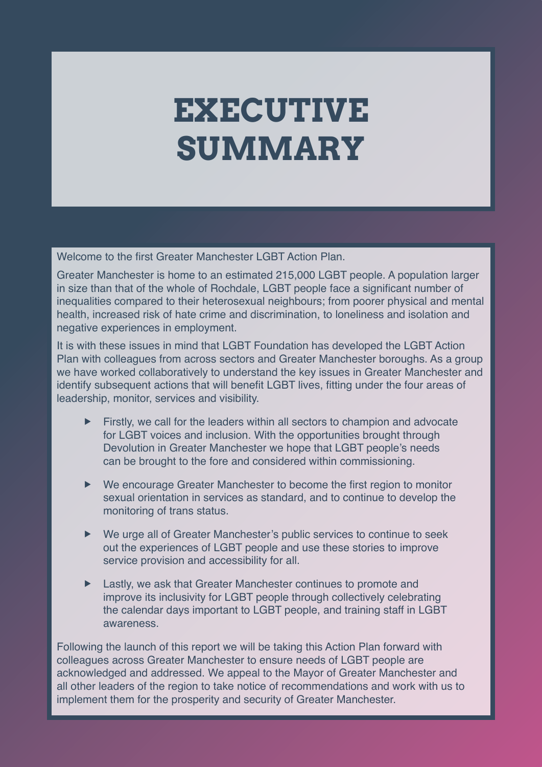# EXECUTIVE SUMMARY

Welcome to the first Greater Manchester LGBT Action Plan.

Greater Manchester is home to an estimated 215,000 LGBT people. A population larger in size than that of the whole of Rochdale, LGBT people face a significant number of inequalities compared to their heterosexual neighbours; from poorer physical and mental health, increased risk of hate crime and discrimination, to loneliness and isolation and negative experiences in employment.

It is with these issues in mind that LGBT Foundation has developed the LGBT Action Plan with colleagues from across sectors and Greater Manchester boroughs. As a group we have worked collaboratively to understand the key issues in Greater Manchester and identify subsequent actions that will benefit LGBT lives, fitting under the four areas of leadership, monitor, services and visibility.

- Firstly, we call for the leaders within all sectors to champion and advocate for LGBT voices and inclusion. With the opportunities brought through Devolution in Greater Manchester we hope that LGBT people's needs can be brought to the fore and considered within commissioning.
- We encourage Greater Manchester to become the first region to monitor sexual orientation in services as standard, and to continue to develop the monitoring of trans status.
- We urge all of Greater Manchester's public services to continue to seek out the experiences of LGBT people and use these stories to improve service provision and accessibility for all.
- Lastly, we ask that Greater Manchester continues to promote and improve its inclusivity for LGBT people through collectively celebrating the calendar days important to LGBT people, and training staff in LGBT awareness.

Following the launch of this report we will be taking this Action Plan forward with colleagues across Greater Manchester to ensure needs of LGBT people are acknowledged and addressed. We appeal to the Mayor of Greater Manchester and all other leaders of the region to take notice of recommendations and work with us to implement them for the prosperity and security of Greater Manchester.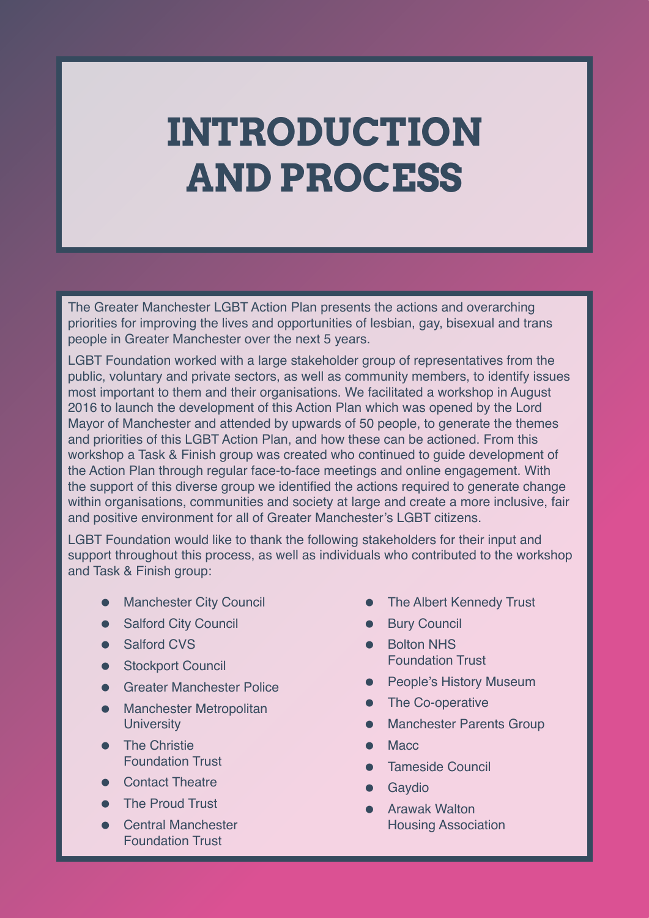# INTRODUCTION AND PROCESS

The Greater Manchester LGBT Action Plan presents the actions and overarching priorities for improving the lives and opportunities of lesbian, gay, bisexual and trans people in Greater Manchester over the next 5 years.

LGBT Foundation worked with a large stakeholder group of representatives from the public, voluntary and private sectors, as well as community members, to identify issues most important to them and their organisations. We facilitated a workshop in August 2016 to launch the development of this Action Plan which was opened by the Lord Mayor of Manchester and attended by upwards of 50 people, to generate the themes and priorities of this LGBT Action Plan, and how these can be actioned. From this workshop a Task & Finish group was created who continued to guide development of the Action Plan through regular face-to-face meetings and online engagement. With the support of this diverse group we identified the actions required to generate change within organisations, communities and society at large and create a more inclusive, fair and positive environment for all of Greater Manchester's LGBT citizens.

LGBT Foundation would like to thank the following stakeholders for their input and support throughout this process, as well as individuals who contributed to the workshop and Task & Finish group:

- Manchester City Council
- Salford City Council
- Salford CVS
- Stockport Council
- Greater Manchester Police
- Manchester Metropolitan University
- The Christie Foundation Trust
- Contact Theatre
- The Proud Trust
- Central Manchester Foundation Trust
- The Albert Kennedy Trust
- Bury Council
- Bolton NHS Foundation Trust
- People's History Museum
- The Co-operative
- Manchester Parents Group
- Macc
- Tameside Council
- Gaydio
- Arawak Walton Housing Association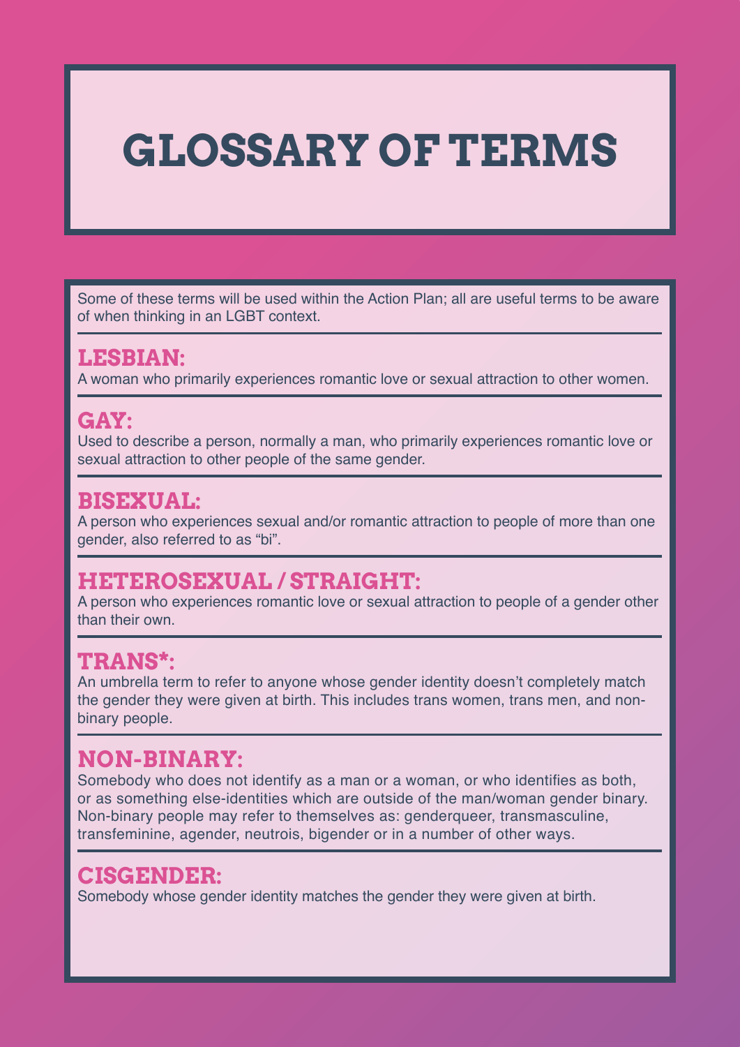# GLOSSARY OF TERMS

Some of these terms will be used within the Action Plan; all are useful terms to be aware of when thinking in an LGBT context.

## LESBIAN:

A woman who primarily experiences romantic love or sexual attraction to other women.

## GAY:

Used to describe a person, normally a man, who primarily experiences romantic love or sexual attraction to other people of the same gender.

## BISEXUAL:

A person who experiences sexual and/or romantic attraction to people of more than one gender, also referred to as "bi".

## HETEROSEXUAL / STRAIGHT:

A person who experiences romantic love or sexual attraction to people of a gender other than their own.

## TRANS*:

An umbrella term to refer to anyone whose gender identity doesn't completely match the gender they were given at birth. This includes trans women, trans men, and non-binary people.

## NON-BINARY:

Somebody who does not identify as a man or a woman, or who identifies as both, or as something else-identities which are outside of the man/woman gender binary. Non-binary people may refer to themselves as: genderqueer, transmasculine, transfeminine, agender, neutrois, bigender or in a number of other ways.

## CISGENDER:

Somebody whose gender identity matches the gender they were given at birth.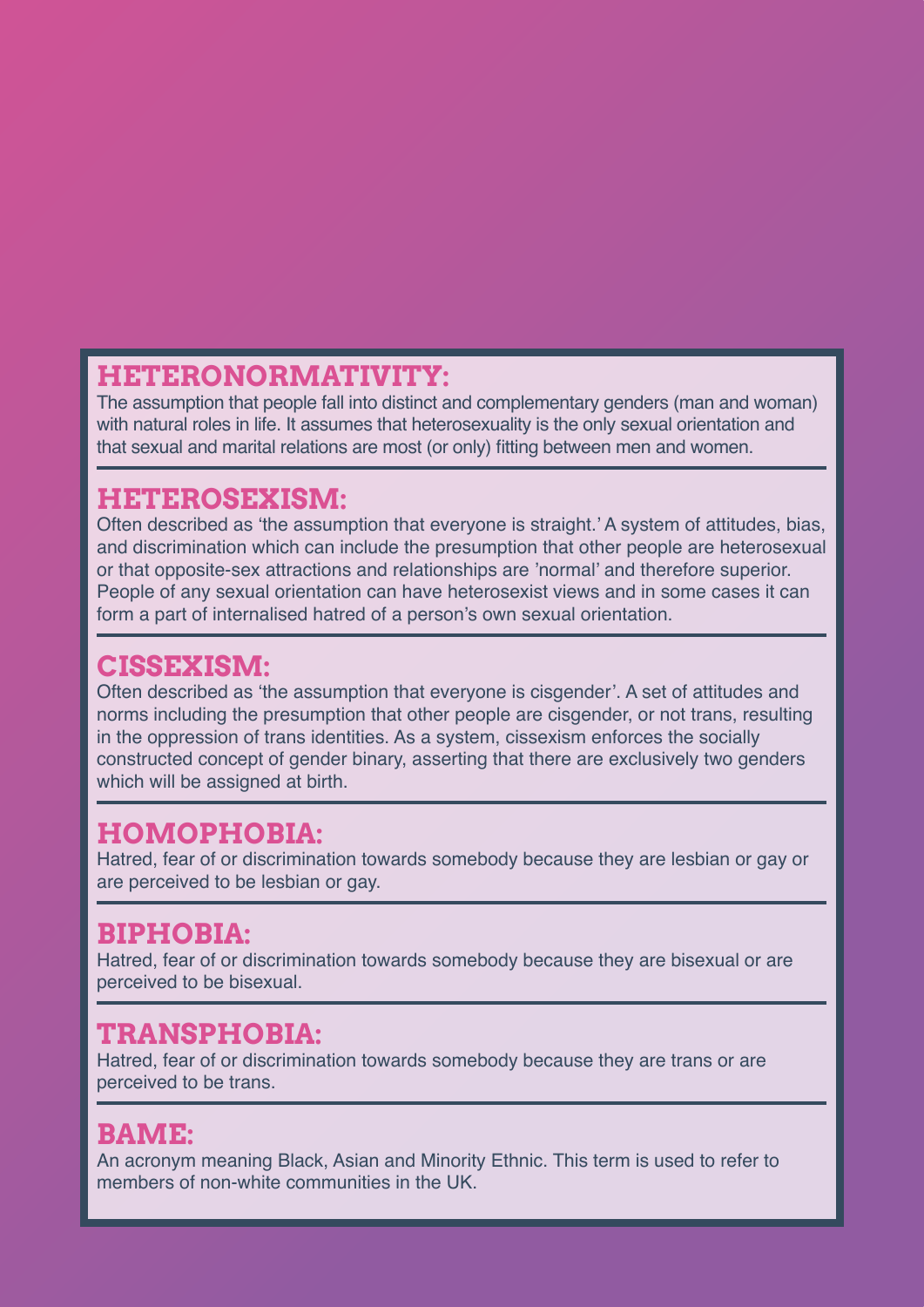## HETERONORMATIVITY:

The assumption that people fall into distinct and complementary genders (man and woman) with natural roles in life. It assumes that heterosexuality is the only sexual orientation and that sexual and marital relations are most (or only) fitting between men and women.

## HETEROSEXISM:

Often described as 'the assumption that everyone is straight.' A system of attitudes, bias, and discrimination which can include the presumption that other people are heterosexual or that opposite-sex attractions and relationships are 'normal' and therefore superior. People of any sexual orientation can have heterosexist views and in some cases it can form a part of internalised hatred of a person's own sexual orientation.

## CISSEXISM:

Often described as 'the assumption that everyone is cisgender'. A set of attitudes and norms including the presumption that other people are cisgender, or not trans, resulting in the oppression of trans identities. As a system, cissexism enforces the socially constructed concept of gender binary, asserting that there are exclusively two genders which will be assigned at birth.

## HOMOPHOBIA:

Hatred, fear of or discrimination towards somebody because they are lesbian or gay or are perceived to be lesbian or gay.

## BIPHOBIA:

Hatred, fear of or discrimination towards somebody because they are bisexual or are perceived to be bisexual.

## TRANSPHOBIA:

Hatred, fear of or discrimination towards somebody because they are trans or are perceived to be trans.

## BAME:

An acronym meaning Black, Asian and Minority Ethnic. This term is used to refer to members of non-white communities in the UK.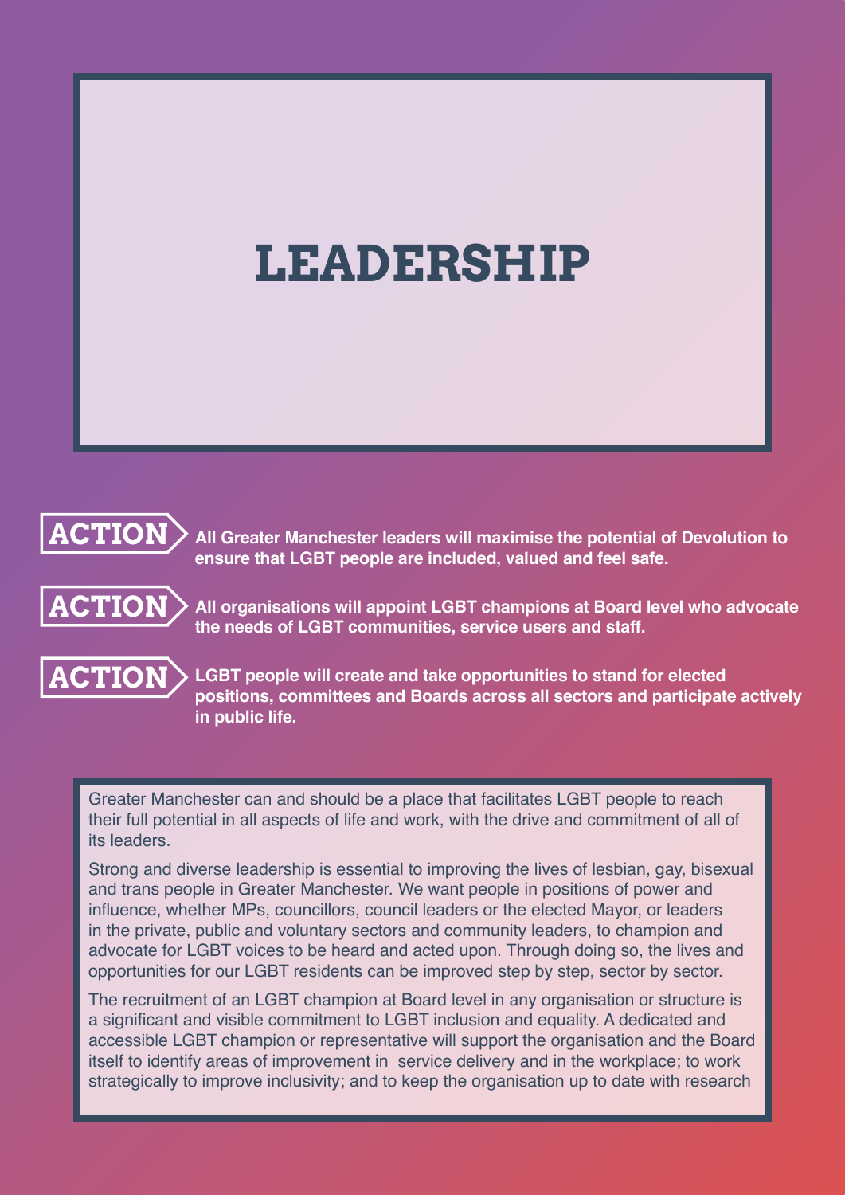# LEADERSHIP

**ACTION** **All Greater Manchester leaders will maximise the potential of Devolution to ensure that LGBT people are included, valued and feel safe.**

**ACTION** **All organisations will appoint LGBT champions at Board level who advocate the needs of LGBT communities, service users and staff.**

**ACTION** **LGBT people will create and take opportunities to stand for elected positions, committees and Boards across all sectors and participate actively in public life.**

Greater Manchester can and should be a place that facilitates LGBT people to reach their full potential in all aspects of life and work, with the drive and commitment of all of its leaders.

Strong and diverse leadership is essential to improving the lives of lesbian, gay, bisexual and trans people in Greater Manchester. We want people in positions of power and influence, whether MPs, councillors, council leaders or the elected Mayor, or leaders in the private, public and voluntary sectors and community leaders, to champion and advocate for LGBT voices to be heard and acted upon. Through doing so, the lives and opportunities for our LGBT residents can be improved step by step, sector by sector.

The recruitment of an LGBT champion at Board level in any organisation or structure is a significant and visible commitment to LGBT inclusion and equality. A dedicated and accessible LGBT champion or representative will support the organisation and the Board itself to identify areas of improvement in service delivery and in the workplace; to work strategically to improve inclusivity; and to keep the organisation up to date with research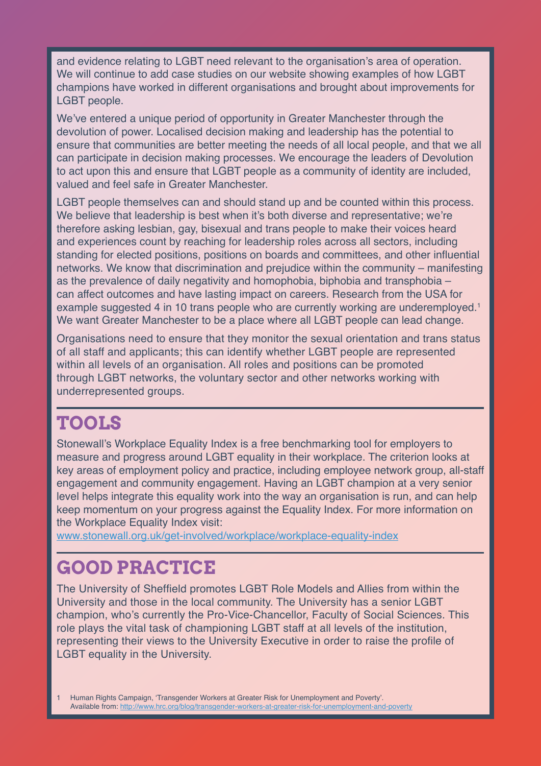and evidence relating to LGBT need relevant to the organisation's area of operation. We will continue to add case studies on our website showing examples of how LGBT champions have worked in different organisations and brought about improvements for LGBT people.

We've entered a unique period of opportunity in Greater Manchester through the devolution of power. Localised decision making and leadership has the potential to ensure that communities are better meeting the needs of all local people, and that we all can participate in decision making processes. We encourage the leaders of Devolution to act upon this and ensure that LGBT people as a community of identity are included, valued and feel safe in Greater Manchester.

LGBT people themselves can and should stand up and be counted within this process. We believe that leadership is best when it's both diverse and representative; we're therefore asking lesbian, gay, bisexual and trans people to make their voices heard and experiences count by reaching for leadership roles across all sectors, including standing for elected positions, positions on boards and committees, and other influential networks. We know that discrimination and prejudice within the community – manifesting as the prevalence of daily negativity and homophobia, biphobia and transphobia – can affect outcomes and have lasting impact on careers. Research from the USA for example suggested 4 in 10 trans people who are currently working are underemployed.[1] We want Greater Manchester to be a place where all LGBT people can lead change.

Organisations need to ensure that they monitor the sexual orientation and trans status of all staff and applicants; this can identify whether LGBT people are represented within all levels of an organisation. All roles and positions can be promoted through LGBT networks, the voluntary sector and other networks working with underrepresented groups.

## TOOLS

Stonewall's Workplace Equality Index is a free benchmarking tool for employers to measure and progress around LGBT equality in their workplace. The criterion looks at key areas of employment policy and practice, including employee network group, all-staff engagement and community engagement. Having an LGBT champion at a very senior level helps integrate this equality work into the way an organisation is run, and can help keep momentum on your progress against the Equality Index. For more information on the Workplace Equality Index visit:
www.stonewall.org.uk/get-involved/workplace/workplace-equality-index

## GOOD PRACTICE

The University of Sheffield promotes LGBT Role Models and Allies from within the University and those in the local community. The University has a senior LGBT champion, who's currently the Pro-Vice-Chancellor, Faculty of Social Sciences. This role plays the vital task of championing LGBT staff at all levels of the institution, representing their views to the University Executive in order to raise the profile of LGBT equality in the University.

1 Human Rights Campaign, 'Transgender Workers at Greater Risk for Unemployment and Poverty'. Available from: http://www.hrc.org/blog/transgender-workers-at-greater-risk-for-unemployment-and-poverty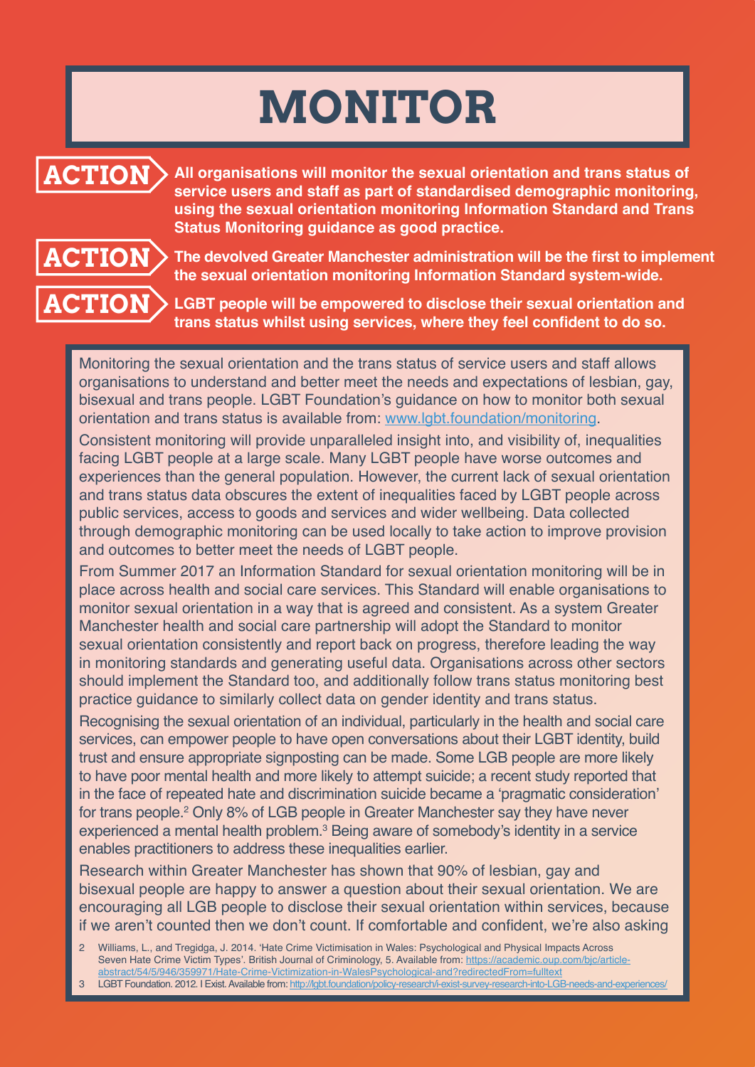# MONITOR

**ACTION** **All organisations will monitor the sexual orientation and trans status of service users and staff as part of standardised demographic monitoring, using the sexual orientation monitoring Information Standard and Trans Status Monitoring guidance as good practice.**

**ACTION** **The devolved Greater Manchester administration will be the first to implement the sexual orientation monitoring Information Standard system-wide.**

**ACTION** **LGBT people will be empowered to disclose their sexual orientation and trans status whilst using services, where they feel confident to do so.**

Monitoring the sexual orientation and the trans status of service users and staff allows organisations to understand and better meet the needs and expectations of lesbian, gay, bisexual and trans people. LGBT Foundation's guidance on how to monitor both sexual orientation and trans status is available from: www.lgbt.foundation/monitoring.

Consistent monitoring will provide unparalleled insight into, and visibility of, inequalities facing LGBT people at a large scale. Many LGBT people have worse outcomes and experiences than the general population. However, the current lack of sexual orientation and trans status data obscures the extent of inequalities faced by LGBT people across public services, access to goods and services and wider wellbeing. Data collected through demographic monitoring can be used locally to take action to improve provision and outcomes to better meet the needs of LGBT people.

From Summer 2017 an Information Standard for sexual orientation monitoring will be in place across health and social care services. This Standard will enable organisations to monitor sexual orientation in a way that is agreed and consistent. As a system Greater Manchester health and social care partnership will adopt the Standard to monitor sexual orientation consistently and report back on progress, therefore leading the way in monitoring standards and generating useful data. Organisations across other sectors should implement the Standard too, and additionally follow trans status monitoring best practice guidance to similarly collect data on gender identity and trans status.

Recognising the sexual orientation of an individual, particularly in the health and social care services, can empower people to have open conversations about their LGBT identity, build trust and ensure appropriate signposting can be made. Some LGB people are more likely to have poor mental health and more likely to attempt suicide; a recent study reported that in the face of repeated hate and discrimination suicide became a 'pragmatic consideration' for trans people.[2] Only 8% of LGB people in Greater Manchester say they have never experienced a mental health problem.[3] Being aware of somebody's identity in a service enables practitioners to address these inequalities earlier.

Research within Greater Manchester has shown that 90% of lesbian, gay and bisexual people are happy to answer a question about their sexual orientation. We are encouraging all LGB people to disclose their sexual orientation within services, because if we aren't counted then we don't count. If comfortable and confident, we're also asking

2 Williams, L., and Tregidga, J. 2014. 'Hate Crime Victimisation in Wales: Psychological and Physical Impacts Across Seven Hate Crime Victim Types'. British Journal of Criminology, 5. Available from: https://academic.oup.com/bjc/article-abstract/54/5/946/359971/Hate-Crime-Victimization-in-WalesPsychological-and?redirectedFrom=fulltext

3 LGBT Foundation. 2012. I Exist. Available from: http://lgbt.foundation/policy-research/i-exist-survey-research-into-LGB-needs-and-experiences/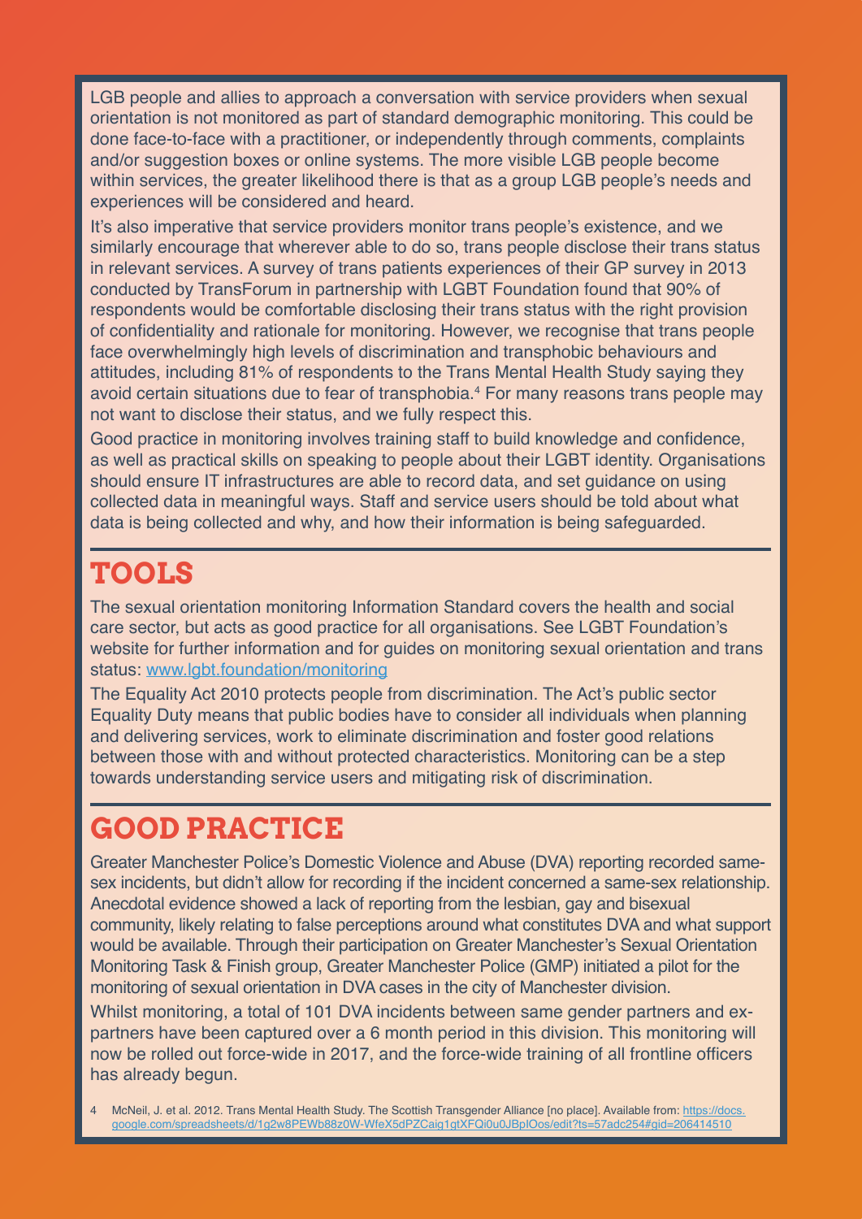LGB people and allies to approach a conversation with service providers when sexual orientation is not monitored as part of standard demographic monitoring. This could be done face-to-face with a practitioner, or independently through comments, complaints and/or suggestion boxes or online systems. The more visible LGB people become within services, the greater likelihood there is that as a group LGB people's needs and experiences will be considered and heard.

It's also imperative that service providers monitor trans people's existence, and we similarly encourage that wherever able to do so, trans people disclose their trans status in relevant services. A survey of trans patients experiences of their GP survey in 2013 conducted by TransForum in partnership with LGBT Foundation found that 90% of respondents would be comfortable disclosing their trans status with the right provision of confidentiality and rationale for monitoring. However, we recognise that trans people face overwhelmingly high levels of discrimination and transphobic behaviours and attitudes, including 81% of respondents to the Trans Mental Health Study saying they avoid certain situations due to fear of transphobia.[4] For many reasons trans people may not want to disclose their status, and we fully respect this.

Good practice in monitoring involves training staff to build knowledge and confidence, as well as practical skills on speaking to people about their LGBT identity. Organisations should ensure IT infrastructures are able to record data, and set guidance on using collected data in meaningful ways. Staff and service users should be told about what data is being collected and why, and how their information is being safeguarded.

## TOOLS

The sexual orientation monitoring Information Standard covers the health and social care sector, but acts as good practice for all organisations. See LGBT Foundation's website for further information and for guides on monitoring sexual orientation and trans status: [www.lgbt.foundation/monitoring](www.lgbt.foundation/monitoring)

The Equality Act 2010 protects people from discrimination. The Act's public sector Equality Duty means that public bodies have to consider all individuals when planning and delivering services, work to eliminate discrimination and foster good relations between those with and without protected characteristics. Monitoring can be a step towards understanding service users and mitigating risk of discrimination.

## GOOD PRACTICE

Greater Manchester Police's Domestic Violence and Abuse (DVA) reporting recorded same-sex incidents, but didn't allow for recording if the incident concerned a same-sex relationship. Anecdotal evidence showed a lack of reporting from the lesbian, gay and bisexual community, likely relating to false perceptions around what constitutes DVA and what support would be available. Through their participation on Greater Manchester's Sexual Orientation Monitoring Task & Finish group, Greater Manchester Police (GMP) initiated a pilot for the monitoring of sexual orientation in DVA cases in the city of Manchester division.

Whilst monitoring, a total of 101 DVA incidents between same gender partners and ex-partners have been captured over a 6 month period in this division. This monitoring will now be rolled out force-wide in 2017, and the force-wide training of all frontline officers has already begun.

4 McNeil, J. et al. 2012. Trans Mental Health Study. The Scottish Transgender Alliance [no place]. Available from: [https://docs.google.com/spreadsheets/d/1g2w8PEWb88z0W-WfeX5dPZCaig1gtXFQi0u0JBpIOos/edit?ts=57adc254#gid=206414510](https://docs.google.com/spreadsheets/d/1g2w8PEWb88z0W-WfeX5dPZCaig1gtXFQi0u0JBpIOos/edit?ts=57adc254#gid=206414510)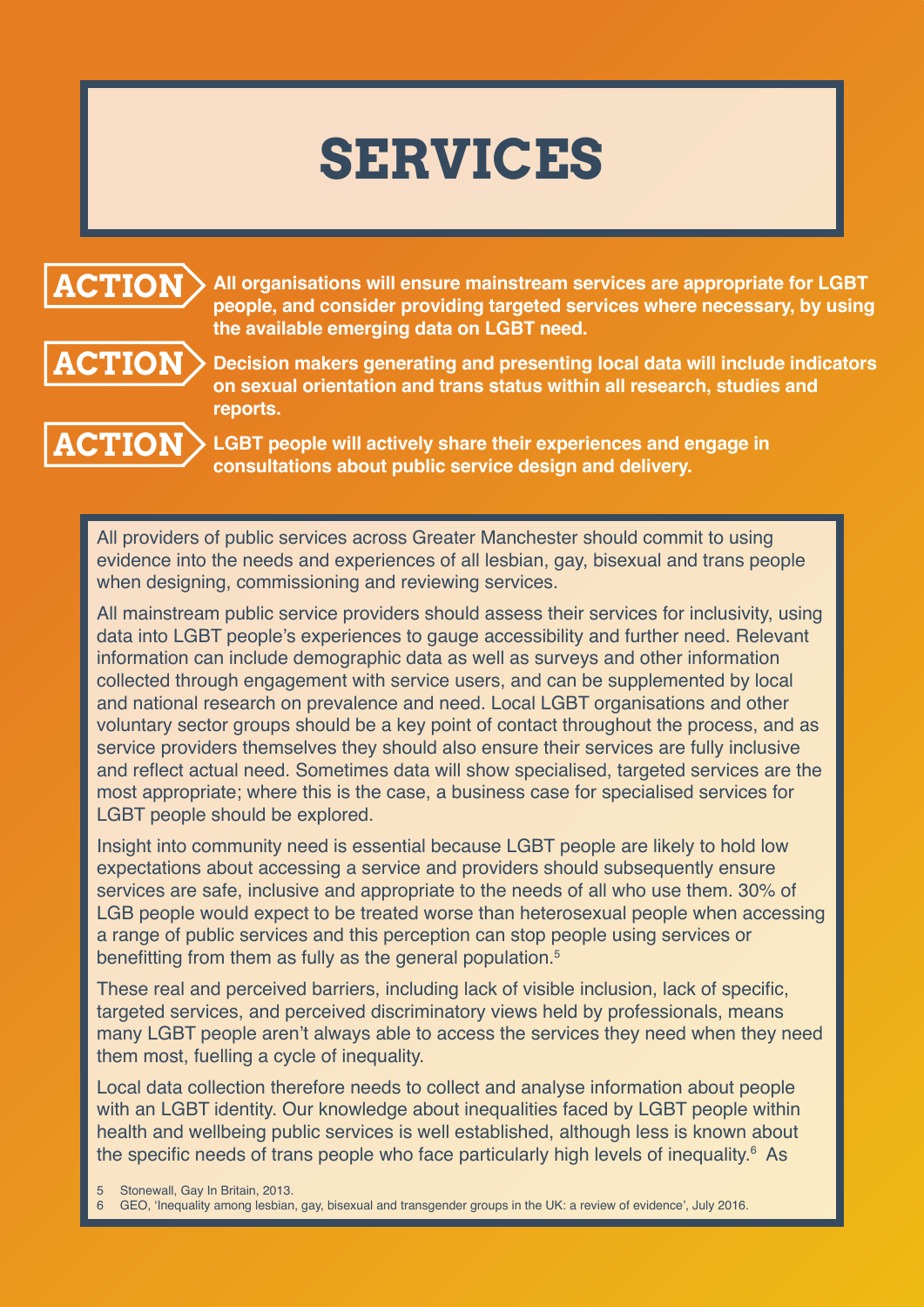# SERVICES

**ACTION** **All organisations will ensure mainstream services are appropriate for LGBT people, and consider providing targeted services where necessary, by using the available emerging data on LGBT need.**

**ACTION** **Decision makers generating and presenting local data will include indicators on sexual orientation and trans status within all research, studies and reports.**

**ACTION** **LGBT people will actively share their experiences and engage in consultations about public service design and delivery.**

All providers of public services across Greater Manchester should commit to using evidence into the needs and experiences of all lesbian, gay, bisexual and trans people when designing, commissioning and reviewing services.

All mainstream public service providers should assess their services for inclusivity, using data into LGBT people's experiences to gauge accessibility and further need. Relevant information can include demographic data as well as surveys and other information collected through engagement with service users, and can be supplemented by local and national research on prevalence and need. Local LGBT organisations and other voluntary sector groups should be a key point of contact throughout the process, and as service providers themselves they should also ensure their services are fully inclusive and reflect actual need. Sometimes data will show specialised, targeted services are the most appropriate; where this is the case, a business case for specialised services for LGBT people should be explored.

Insight into community need is essential because LGBT people are likely to hold low expectations about accessing a service and providers should subsequently ensure services are safe, inclusive and appropriate to the needs of all who use them. 30% of LGB people would expect to be treated worse than heterosexual people when accessing a range of public services and this perception can stop people using services or benefitting from them as fully as the general population.[5]

These real and perceived barriers, including lack of visible inclusion, lack of specific, targeted services, and perceived discriminatory views held by professionals, means many LGBT people aren't always able to access the services they need when they need them most, fuelling a cycle of inequality.

Local data collection therefore needs to collect and analyse information about people with an LGBT identity. Our knowledge about inequalities faced by LGBT people within health and wellbeing public services is well established, although less is known about the specific needs of trans people who face particularly high levels of inequality.[6] As

5 Stonewall, Gay In Britain, 2013.

6 GEO, 'Inequality among lesbian, gay, bisexual and transgender groups in the UK: a review of evidence', July 2016.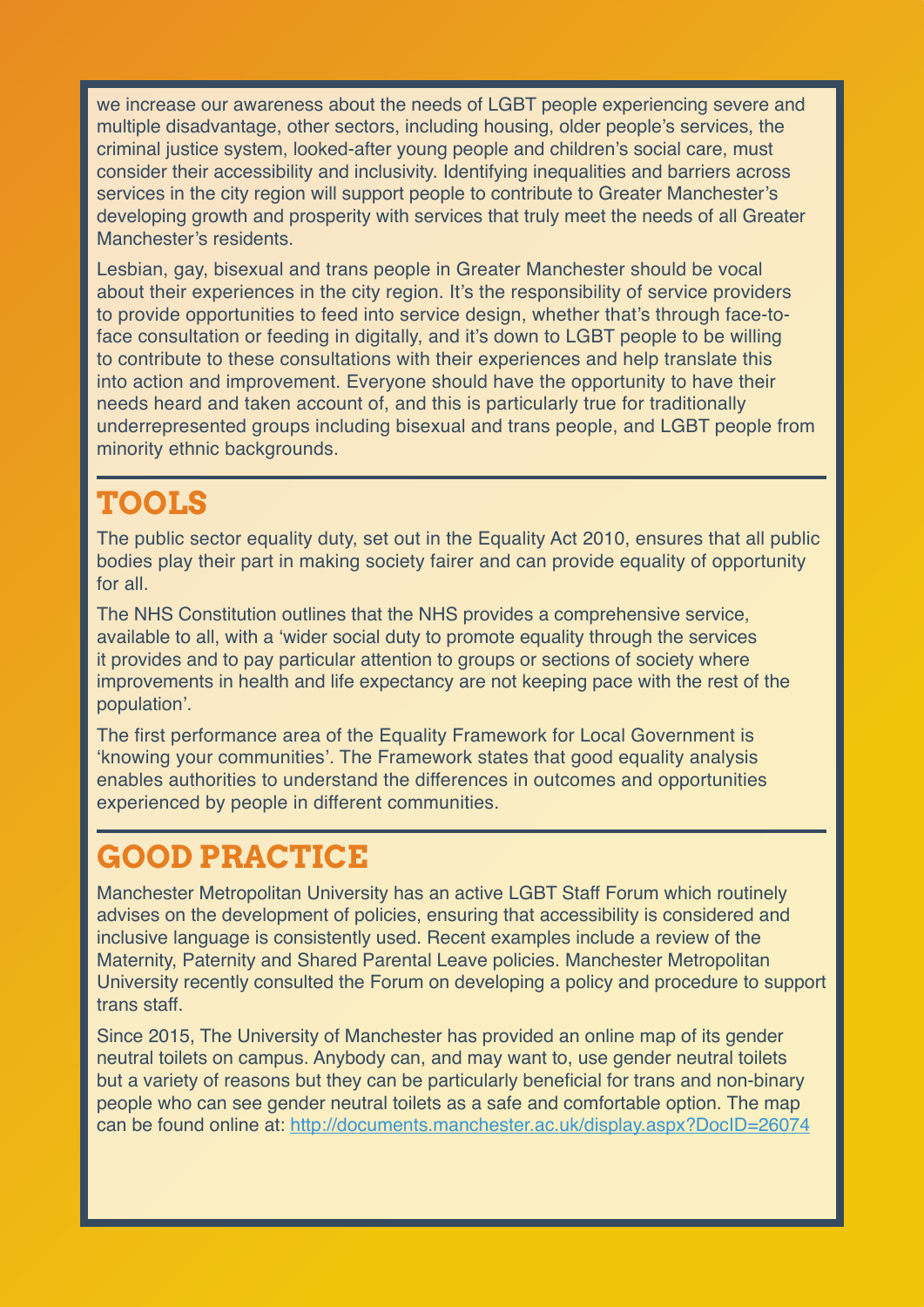we increase our awareness about the needs of LGBT people experiencing severe and multiple disadvantage, other sectors, including housing, older people's services, the criminal justice system, looked-after young people and children's social care, must consider their accessibility and inclusivity. Identifying inequalities and barriers across services in the city region will support people to contribute to Greater Manchester's developing growth and prosperity with services that truly meet the needs of all Greater Manchester's residents.

Lesbian, gay, bisexual and trans people in Greater Manchester should be vocal about their experiences in the city region. It's the responsibility of service providers to provide opportunities to feed into service design, whether that's through face-to-face consultation or feeding in digitally, and it's down to LGBT people to be willing to contribute to these consultations with their experiences and help translate this into action and improvement. Everyone should have the opportunity to have their needs heard and taken account of, and this is particularly true for traditionally underrepresented groups including bisexual and trans people, and LGBT people from minority ethnic backgrounds.

## TOOLS

The public sector equality duty, set out in the Equality Act 2010, ensures that all public bodies play their part in making society fairer and can provide equality of opportunity for all.

The NHS Constitution outlines that the NHS provides a comprehensive service, available to all, with a 'wider social duty to promote equality through the services it provides and to pay particular attention to groups or sections of society where improvements in health and life expectancy are not keeping pace with the rest of the population'.

The first performance area of the Equality Framework for Local Government is 'knowing your communities'. The Framework states that good equality analysis enables authorities to understand the differences in outcomes and opportunities experienced by people in different communities.

## GOOD PRACTICE

Manchester Metropolitan University has an active LGBT Staff Forum which routinely advises on the development of policies, ensuring that accessibility is considered and inclusive language is consistently used. Recent examples include a review of the Maternity, Paternity and Shared Parental Leave policies. Manchester Metropolitan University recently consulted the Forum on developing a policy and procedure to support trans staff.

Since 2015, The University of Manchester has provided an online map of its gender neutral toilets on campus. Anybody can, and may want to, use gender neutral toilets but a variety of reasons but they can be particularly beneficial for trans and non-binary people who can see gender neutral toilets as a safe and comfortable option. The map can be found online at: [http://documents.manchester.ac.uk/display.aspx?DocID=26074](http://documents.manchester.ac.uk/display.aspx?DocID=26074)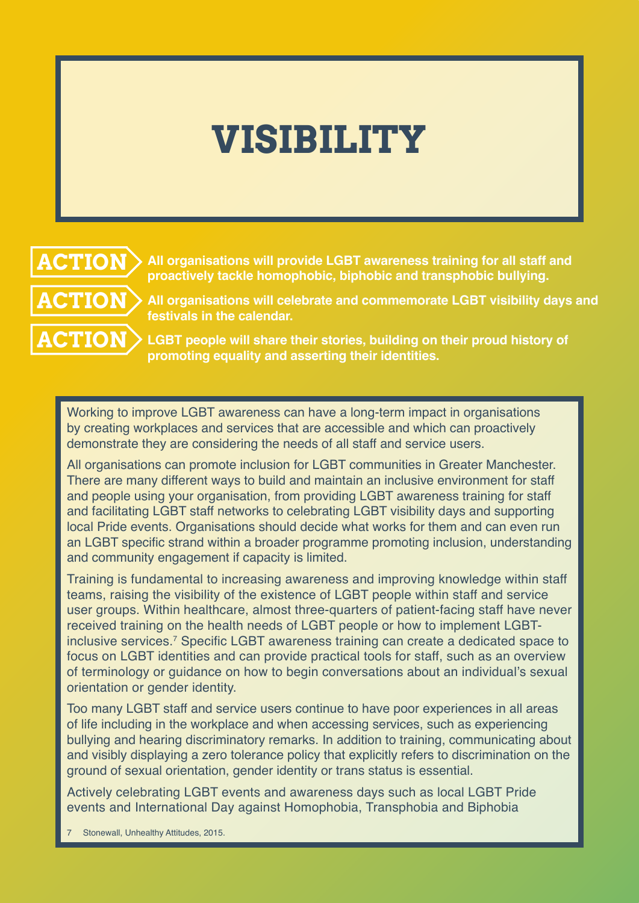# VISIBILITY

**ACTION** **All organisations will provide LGBT awareness training for all staff and proactively tackle homophobic, biphobic and transphobic bullying.**

**ACTION** **All organisations will celebrate and commemorate LGBT visibility days and festivals in the calendar.**

**ACTION** **LGBT people will share their stories, building on their proud history of promoting equality and asserting their identities.**

Working to improve LGBT awareness can have a long-term impact in organisations by creating workplaces and services that are accessible and which can proactively demonstrate they are considering the needs of all staff and service users.

All organisations can promote inclusion for LGBT communities in Greater Manchester. There are many different ways to build and maintain an inclusive environment for staff and people using your organisation, from providing LGBT awareness training for staff and facilitating LGBT staff networks to celebrating LGBT visibility days and supporting local Pride events. Organisations should decide what works for them and can even run an LGBT specific strand within a broader programme promoting inclusion, understanding and community engagement if capacity is limited.

Training is fundamental to increasing awareness and improving knowledge within staff teams, raising the visibility of the existence of LGBT people within staff and service user groups. Within healthcare, almost three-quarters of patient-facing staff have never received training on the health needs of LGBT people or how to implement LGBT-inclusive services.[7] Specific LGBT awareness training can create a dedicated space to focus on LGBT identities and can provide practical tools for staff, such as an overview of terminology or guidance on how to begin conversations about an individual's sexual orientation or gender identity.

Too many LGBT staff and service users continue to have poor experiences in all areas of life including in the workplace and when accessing services, such as experiencing bullying and hearing discriminatory remarks. In addition to training, communicating about and visibly displaying a zero tolerance policy that explicitly refers to discrimination on the ground of sexual orientation, gender identity or trans status is essential.

Actively celebrating LGBT events and awareness days such as local LGBT Pride events and International Day against Homophobia, Transphobia and Biphobia

7 Stonewall, Unhealthy Attitudes, 2015.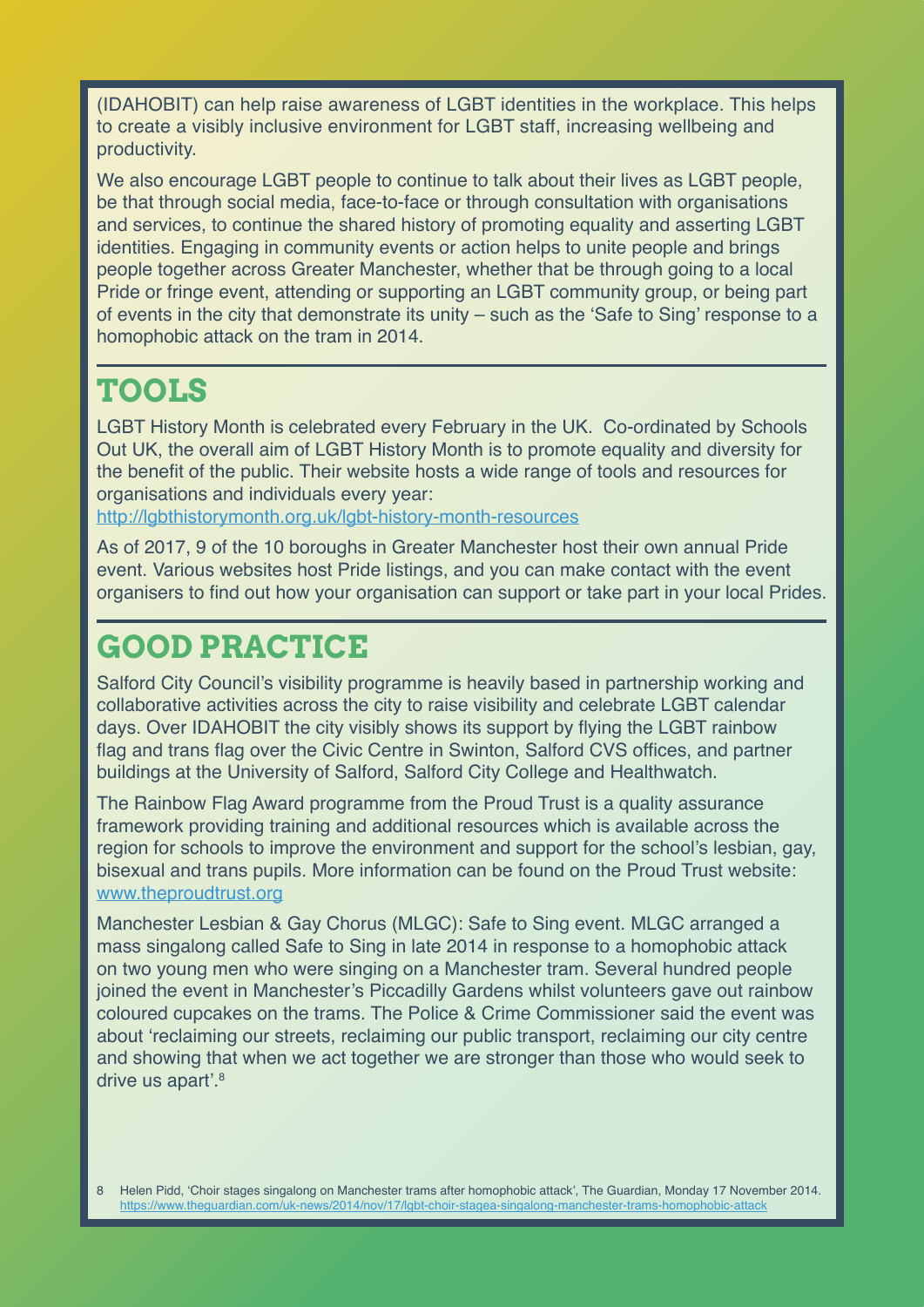(IDAHOBIT) can help raise awareness of LGBT identities in the workplace. This helps to create a visibly inclusive environment for LGBT staff, increasing wellbeing and productivity.

We also encourage LGBT people to continue to talk about their lives as LGBT people, be that through social media, face-to-face or through consultation with organisations and services, to continue the shared history of promoting equality and asserting LGBT identities. Engaging in community events or action helps to unite people and brings people together across Greater Manchester, whether that be through going to a local Pride or fringe event, attending or supporting an LGBT community group, or being part of events in the city that demonstrate its unity – such as the 'Safe to Sing' response to a homophobic attack on the tram in 2014.

## TOOLS

LGBT History Month is celebrated every February in the UK. Co-ordinated by Schools Out UK, the overall aim of LGBT History Month is to promote equality and diversity for the benefit of the public. Their website hosts a wide range of tools and resources for organisations and individuals every year:
http://lgbthistorymonth.org.uk/lgbt-history-month-resources

As of 2017, 9 of the 10 boroughs in Greater Manchester host their own annual Pride event. Various websites host Pride listings, and you can make contact with the event organisers to find out how your organisation can support or take part in your local Prides.

## GOOD PRACTICE

Salford City Council's visibility programme is heavily based in partnership working and collaborative activities across the city to raise visibility and celebrate LGBT calendar days. Over IDAHOBIT the city visibly shows its support by flying the LGBT rainbow flag and trans flag over the Civic Centre in Swinton, Salford CVS offices, and partner buildings at the University of Salford, Salford City College and Healthwatch.

The Rainbow Flag Award programme from the Proud Trust is a quality assurance framework providing training and additional resources which is available across the region for schools to improve the environment and support for the school's lesbian, gay, bisexual and trans pupils. More information can be found on the Proud Trust website: www.theproudtrust.org

Manchester Lesbian & Gay Chorus (MLGC): Safe to Sing event. MLGC arranged a mass singalong called Safe to Sing in late 2014 in response to a homophobic attack on two young men who were singing on a Manchester tram. Several hundred people joined the event in Manchester's Piccadilly Gardens whilst volunteers gave out rainbow coloured cupcakes on the trams. The Police & Crime Commissioner said the event was about 'reclaiming our streets, reclaiming our public transport, reclaiming our city centre and showing that when we act together we are stronger than those who would seek to drive us apart'.[8]

8 Helen Pidd, 'Choir stages singalong on Manchester trams after homophobic attack', The Guardian, Monday 17 November 2014. https://www.theguardian.com/uk-news/2014/nov/17/lgbt-choir-stagea-singalong-manchester-trams-homophobic-attack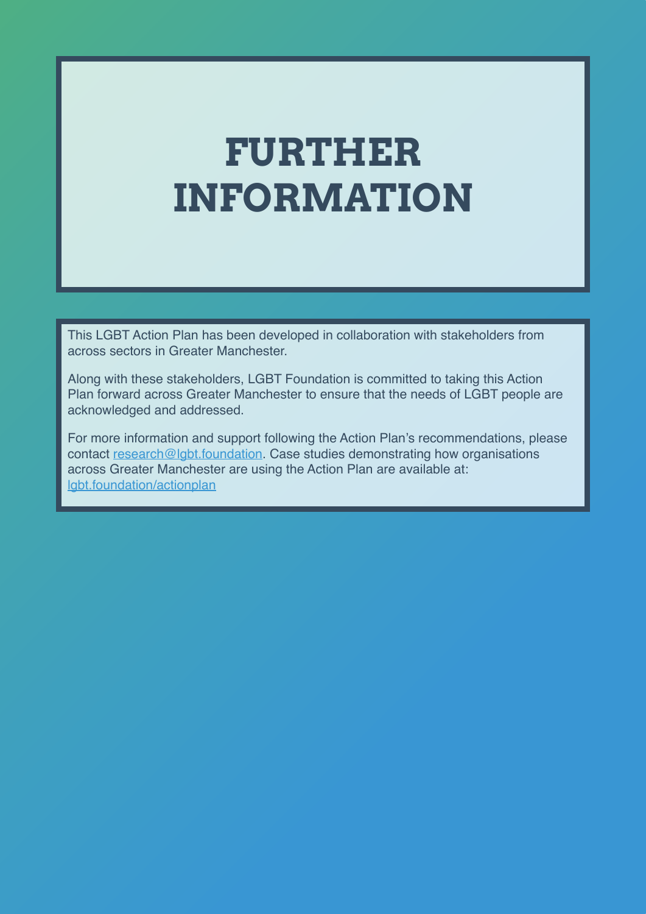# FURTHER INFORMATION

This LGBT Action Plan has been developed in collaboration with stakeholders from across sectors in Greater Manchester.

Along with these stakeholders, LGBT Foundation is committed to taking this Action Plan forward across Greater Manchester to ensure that the needs of LGBT people are acknowledged and addressed.

For more information and support following the Action Plan's recommendations, please contact [research@lgbt.foundation](mailto:research@lgbt.foundation). Case studies demonstrating how organisations across Greater Manchester are using the Action Plan are available at: [lgbt.foundation/actionplan](https://lgbt.foundation/actionplan)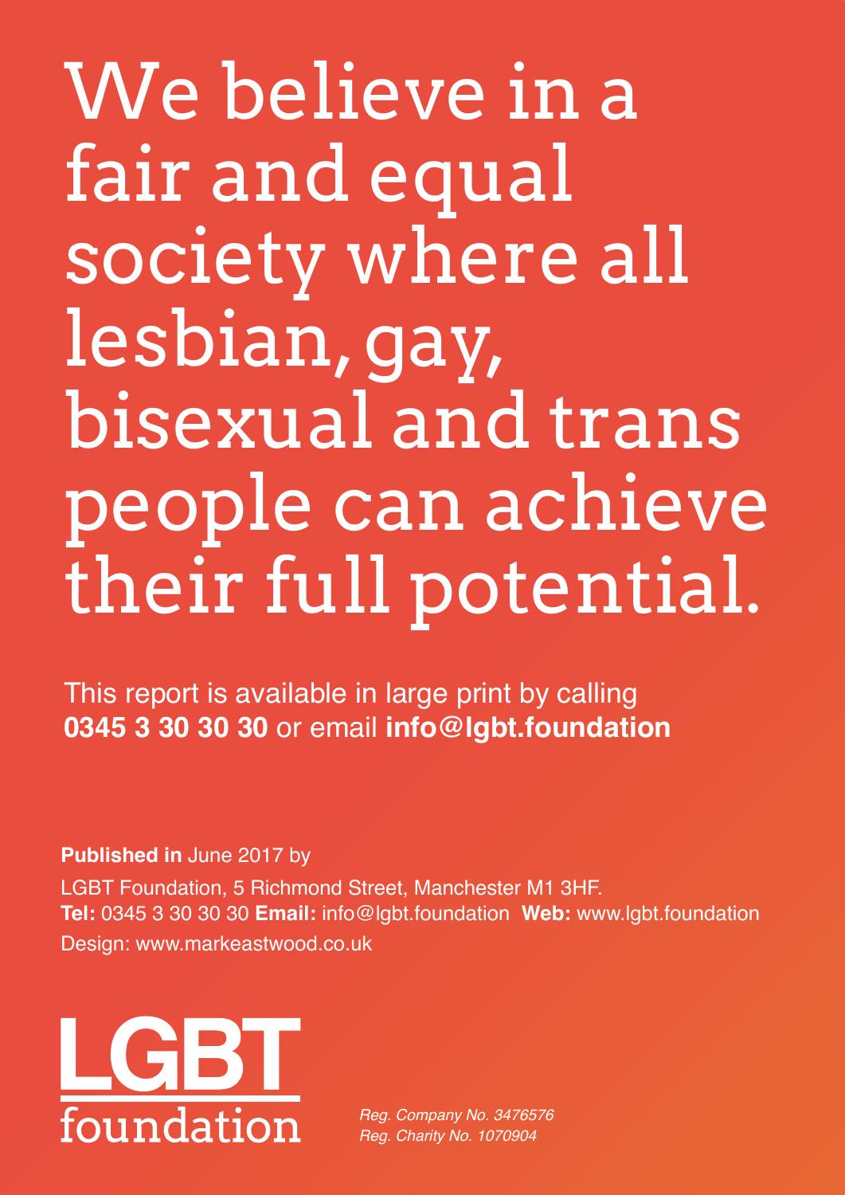# We believe in a fair and equal society where all lesbian, gay, bisexual and trans people can achieve their full potential.

This report is available in large print by calling **0345 3 30 30 30** or email **info@lgbt.foundation**

**Published in** June 2017 by

LGBT Foundation, 5 Richmond Street, Manchester M1 3HF.
**Tel:** 0345 3 30 30 30 **Email:** info@lgbt.foundation **Web:** www.lgbt.foundation
Design: www.markeastwood.co.uk

LGBT foundation

*Reg. Company No. 3476576*
*Reg. Charity No. 1070904*